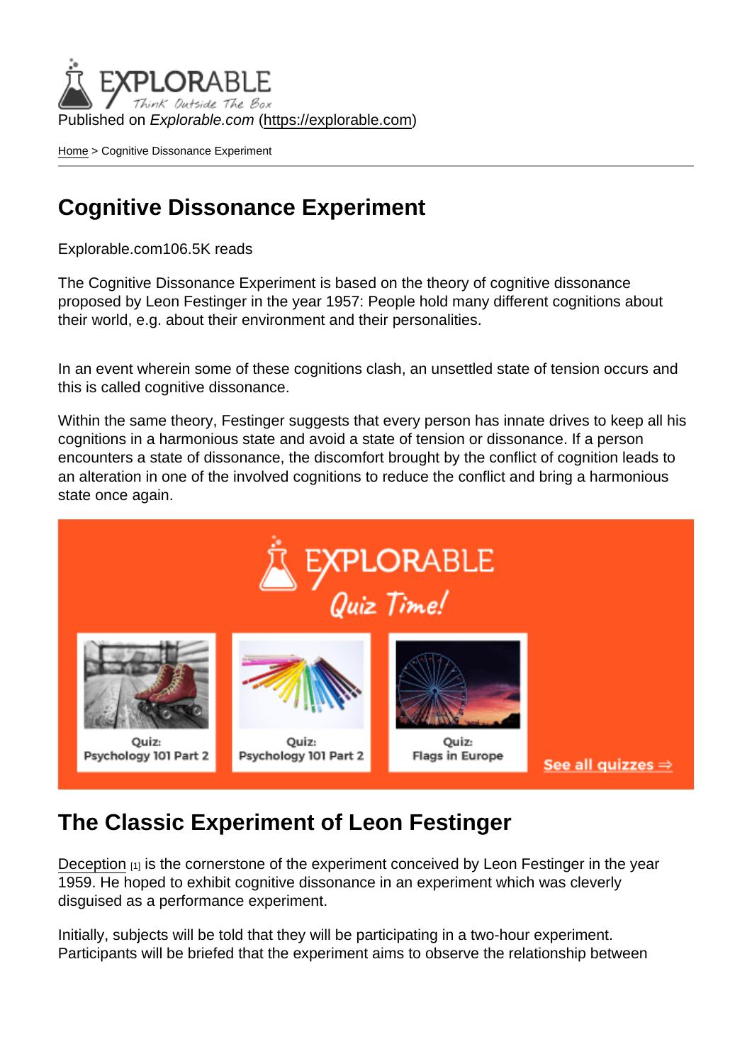Published on *Explorable.com* (https://explorable.com)

Home > Cognitive Dissonance Experiment

# Cognitive Dissonance Experiment

Explorable.com106.5K reads

The Cognitive Dissonance Experiment is based on the theory of cognitive dissonance proposed by Leon Festinger in the year 1957: People hold many different cognitions about their world, e.g. about their environment and their personalities.

In an event wherein some of these cognitions clash, an unsettled state of tension occurs and this is called cognitive dissonance.

Within the same theory, Festinger suggests that every person has innate drives to keep all his cognitions in a harmonious state and avoid a state of tension or dissonance. If a person encounters a state of dissonance, the discomfort brought by the conflict of cognition leads to an alteration in one of the involved cognitions to reduce the conflict and bring a harmonious state once again.

## The Classic Experiment of Leon Festinger

Deception [1] is the cornerstone of the experiment conceived by Leon Festinger in the year 1959. He hoped to exhibit cognitive dissonance in an experiment which was cleverly disguised as a performance experiment.

Initially, subjects will be told that they will be participating in a two-hour experiment. Participants will be briefed that the experiment aims to observe the relationship between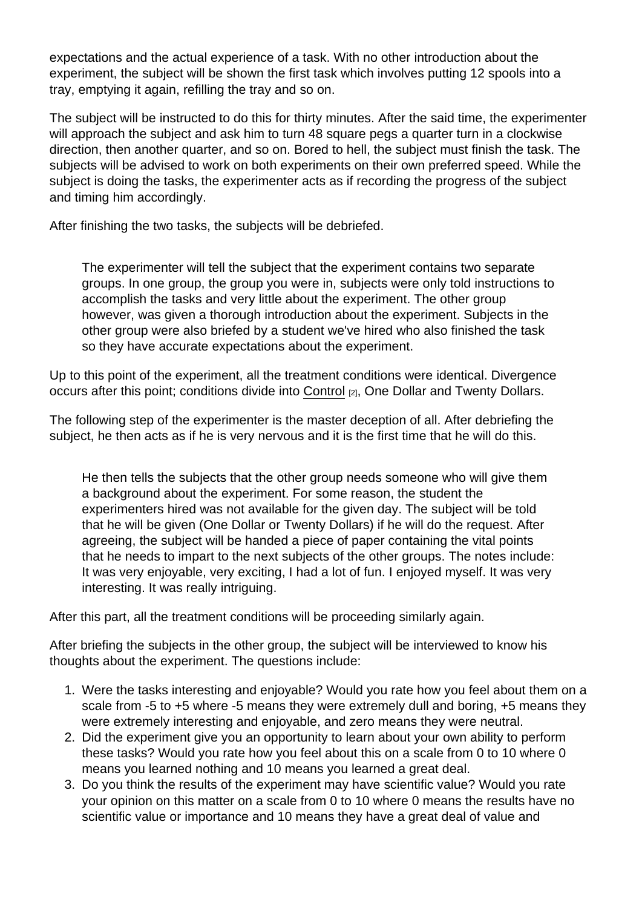expectations and the actual experience of a task. With no other introduction about the experiment, the subject will be shown the first task which involves putting 12 spools into a tray, emptying it again, refilling the tray and so on.

The subject will be instructed to do this for thirty minutes. After the said time, the experimenter will approach the subject and ask him to turn 48 square pegs a quarter turn in a clockwise direction, then another quarter, and so on. Bored to hell, the subject must finish the task. The subjects will be advised to work on both experiments on their own preferred speed. While the subject is doing the tasks, the experimenter acts as if recording the progress of the subject and timing him accordingly.

After finishing the two tasks, the subjects will be debriefed.

> The experimenter will tell the subject that the experiment contains two separate groups. In one group, the group you were in, subjects were only told instructions to accomplish the tasks and very little about the experiment. The other group however, was given a thorough introduction about the experiment. Subjects in the other group were also briefed by a student we've hired who also finished the task so they have accurate expectations about the experiment.

Up to this point of the experiment, all the treatment conditions were identical. Divergence occurs after this point; conditions divide into Control [2], One Dollar and Twenty Dollars.

The following step of the experimenter is the master deception of all. After debriefing the subject, he then acts as if he is very nervous and it is the first time that he will do this.

> He then tells the subjects that the other group needs someone who will give them a background about the experiment. For some reason, the student the experimenters hired was not available for the given day. The subject will be told that he will be given (One Dollar or Twenty Dollars) if he will do the request. After agreeing, the subject will be handed a piece of paper containing the vital points that he needs to impart to the next subjects of the other groups. The notes include: It was very enjoyable, very exciting, I had a lot of fun. I enjoyed myself. It was very interesting. It was really intriguing.

After this part, all the treatment conditions will be proceeding similarly again.

After briefing the subjects in the other group, the subject will be interviewed to know his thoughts about the experiment. The questions include:

1. Were the tasks interesting and enjoyable? Would you rate how you feel about them on a scale from -5 to +5 where -5 means they were extremely dull and boring, +5 means they were extremely interesting and enjoyable, and zero means they were neutral.
2. Did the experiment give you an opportunity to learn about your own ability to perform these tasks? Would you rate how you feel about this on a scale from 0 to 10 where 0 means you learned nothing and 10 means you learned a great deal.
3. Do you think the results of the experiment may have scientific value? Would you rate your opinion on this matter on a scale from 0 to 10 where 0 means the results have no scientific value or importance and 10 means they have a great deal of value and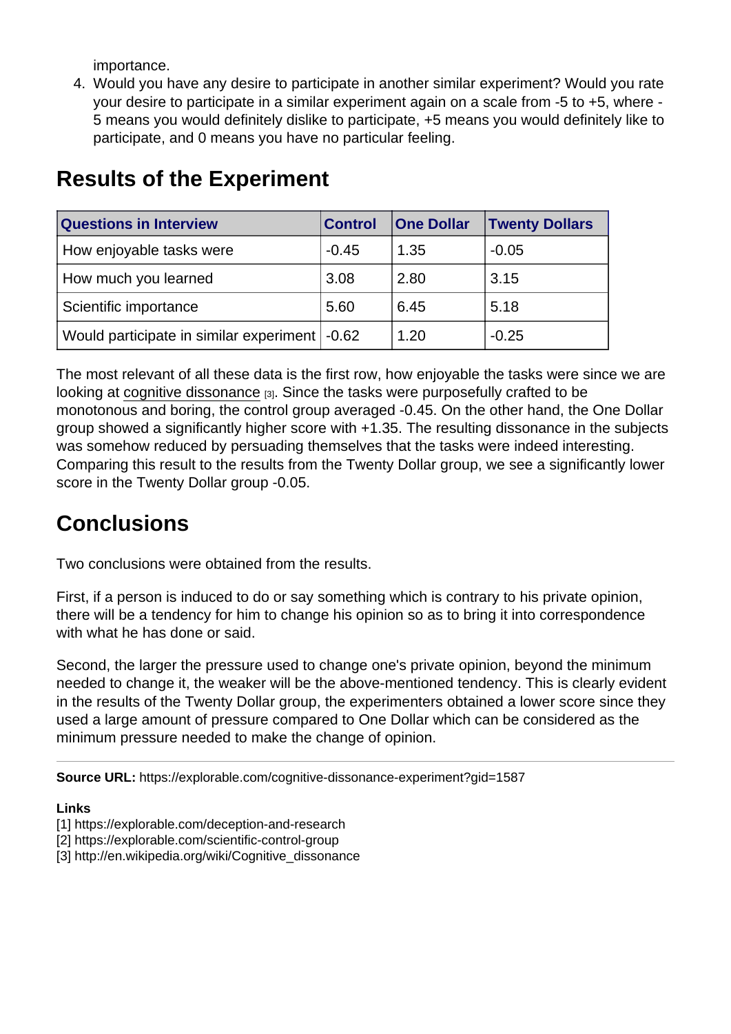importance.

4. Would you have any desire to participate in another similar experiment? Would you rate your desire to participate in a similar experiment again on a scale from -5 to +5, where -5 means you would definitely dislike to participate, +5 means you would definitely like to participate, and 0 means you have no particular feeling.

## Results of the Experiment

| Questions in Interview | Control | One Dollar | Twenty Dollars |
|---|---|---|---|
| How enjoyable tasks were | -0.45 | 1.35 | -0.05 |
| How much you learned | 3.08 | 2.80 | 3.15 |
| Scientific importance | 5.60 | 6.45 | 5.18 |
| Would participate in similar experiment | -0.62 | 1.20 | -0.25 |

The most relevant of all these data is the first row, how enjoyable the tasks were since we are looking at cognitive dissonance [3]. Since the tasks were purposefully crafted to be monotonous and boring, the control group averaged -0.45. On the other hand, the One Dollar group showed a significantly higher score with +1.35. The resulting dissonance in the subjects was somehow reduced by persuading themselves that the tasks were indeed interesting. Comparing this result to the results from the Twenty Dollar group, we see a significantly lower score in the Twenty Dollar group -0.05.

## Conclusions

Two conclusions were obtained from the results.

First, if a person is induced to do or say something which is contrary to his private opinion, there will be a tendency for him to change his opinion so as to bring it into correspondence with what he has done or said.

Second, the larger the pressure used to change one's private opinion, beyond the minimum needed to change it, the weaker will be the above-mentioned tendency. This is clearly evident in the results of the Twenty Dollar group, the experimenters obtained a lower score since they used a large amount of pressure compared to One Dollar which can be considered as the minimum pressure needed to make the change of opinion.

---

**Source URL:** https://explorable.com/cognitive-dissonance-experiment?gid=1587

**Links**
[1] https://explorable.com/deception-and-research
[2] https://explorable.com/scientific-control-group
[3] http://en.wikipedia.org/wiki/Cognitive_dissonance